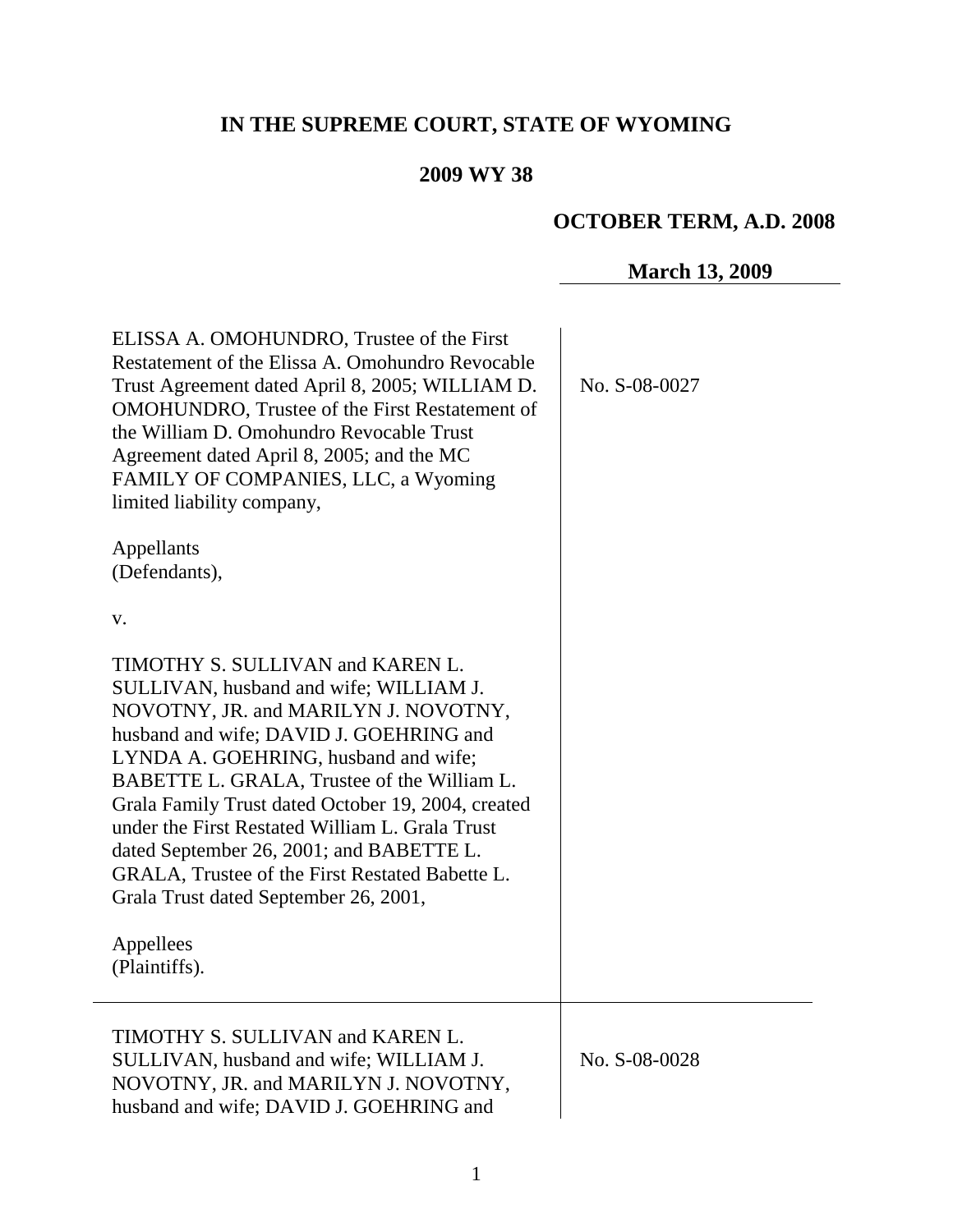# IN THE SUPREME COURT, STATE OF WYOMING

## 2009 WY 38

**OCTOBER TERM, A.D. 2008**

**March 13, 2009**

| | |
|---|---|
| ELISSA A. OMOHUNDRO, Trustee of the First Restatement of the Elissa A. Omohundro Revocable Trust Agreement dated April 8, 2005; WILLIAM D. OMOHUNDRO, Trustee of the First Restatement of the William D. Omohundro Revocable Trust Agreement dated April 8, 2005; and the MC FAMILY OF COMPANIES, LLC, a Wyoming limited liability company,<br><br>Appellants<br>(Defendants),<br><br>v.<br><br>TIMOTHY S. SULLIVAN and KAREN L. SULLIVAN, husband and wife; WILLIAM J. NOVOTNY, JR. and MARILYN J. NOVOTNY, husband and wife; DAVID J. GOEHRING and LYNDA A. GOEHRING, husband and wife; BABETTE L. GRALA, Trustee of the William L. Grala Family Trust dated October 19, 2004, created under the First Restated William L. Grala Trust dated September 26, 2001; and BABETTE L. GRALA, Trustee of the First Restated Babette L. Grala Trust dated September 26, 2001,<br><br>Appellees<br>(Plaintiffs). | No. S-08-0027 |
| TIMOTHY S. SULLIVAN and KAREN L. SULLIVAN, husband and wife; WILLIAM J. NOVOTNY, JR. and MARILYN J. NOVOTNY, husband and wife; DAVID J. GOEHRING and | No. S-08-0028 |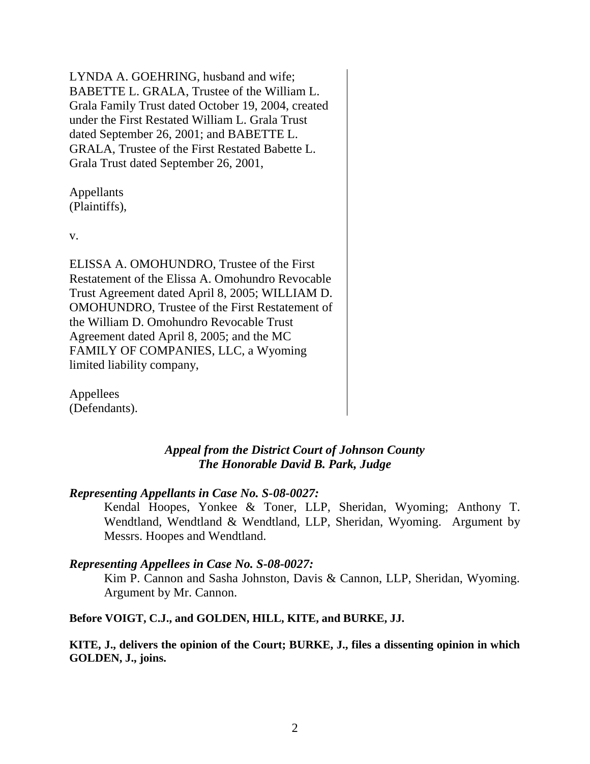LYNDA A. GOEHRING, husband and wife; BABETTE L. GRALA, Trustee of the William L. Grala Family Trust dated October 19, 2004, created under the First Restated William L. Grala Trust dated September 26, 2001; and BABETTE L. GRALA, Trustee of the First Restated Babette L. Grala Trust dated September 26, 2001,

Appellants
(Plaintiffs),

v.

ELISSA A. OMOHUNDRO, Trustee of the First Restatement of the Elissa A. Omohundro Revocable Trust Agreement dated April 8, 2005; WILLIAM D. OMOHUNDRO, Trustee of the First Restatement of the William D. Omohundro Revocable Trust Agreement dated April 8, 2005; and the MC FAMILY OF COMPANIES, LLC, a Wyoming limited liability company,

Appellees
(Defendants).

*Appeal from the District Court of Johnson County*
*The Honorable David B. Park, Judge*

***Representing Appellants in Case No. S-08-0027:***

Kendal Hoopes, Yonkee & Toner, LLP, Sheridan, Wyoming; Anthony T. Wendtland, Wendtland & Wendtland, LLP, Sheridan, Wyoming. Argument by Messrs. Hoopes and Wendtland.

***Representing Appellees in Case No. S-08-0027:***

Kim P. Cannon and Sasha Johnston, Davis & Cannon, LLP, Sheridan, Wyoming. Argument by Mr. Cannon.

**Before VOIGT, C.J., and GOLDEN, HILL, KITE, and BURKE, JJ.**

**KITE, J., delivers the opinion of the Court; BURKE, J., files a dissenting opinion in which GOLDEN, J., joins.**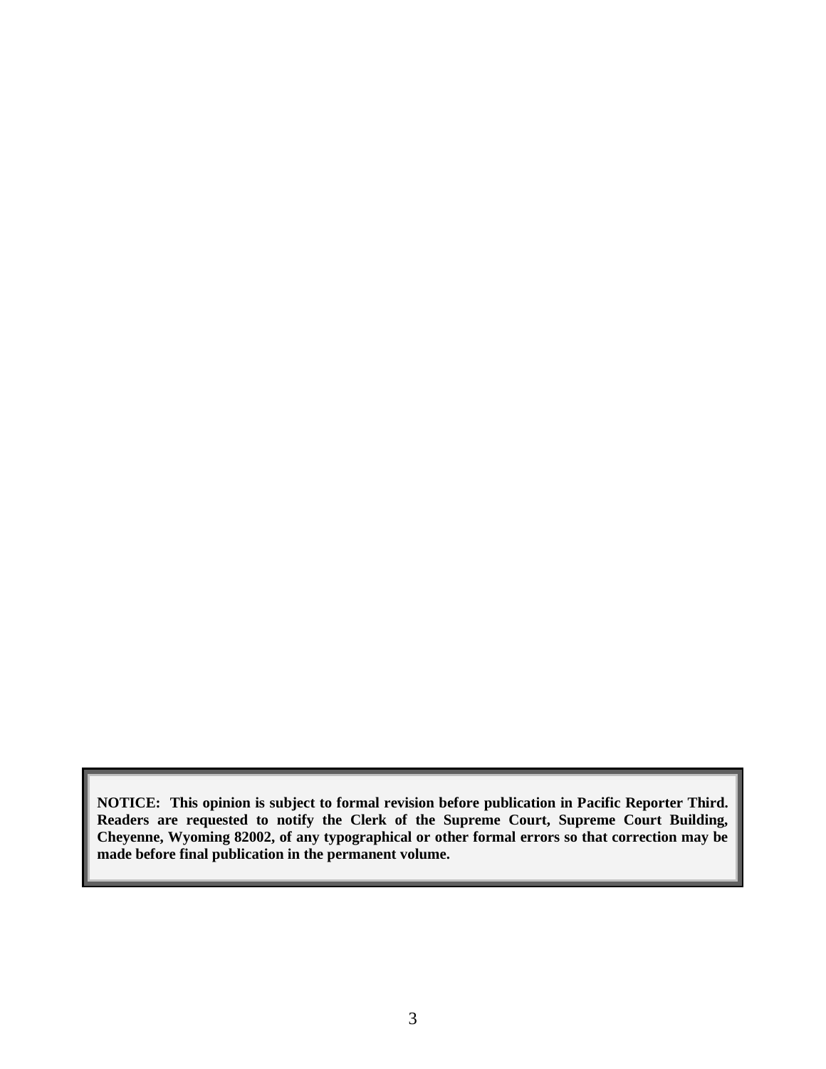**NOTICE: This opinion is subject to formal revision before publication in Pacific Reporter Third. Readers are requested to notify the Clerk of the Supreme Court, Supreme Court Building, Cheyenne, Wyoming 82002, of any typographical or other formal errors so that correction may be made before final publication in the permanent volume.**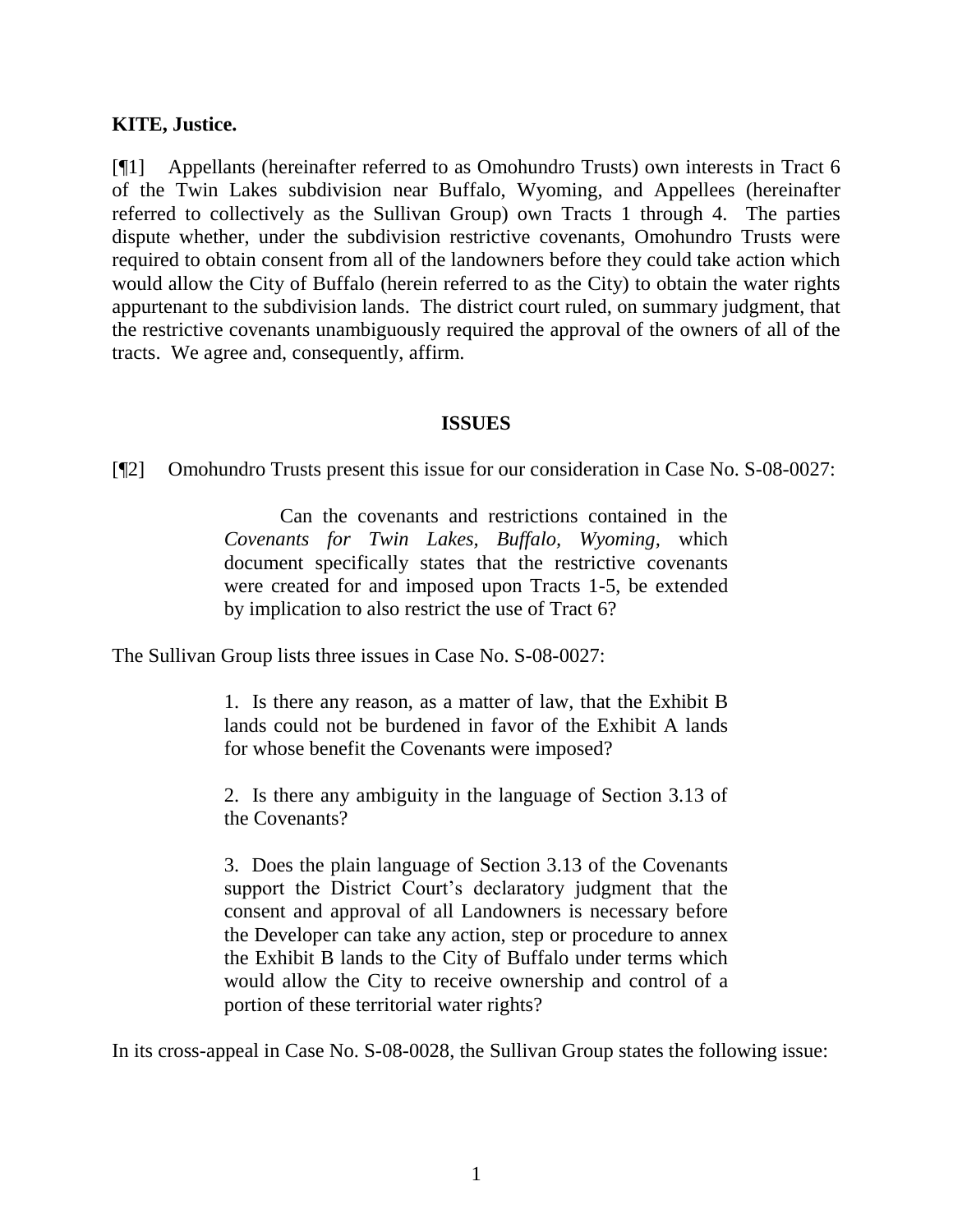**KITE, Justice.**

[¶1] Appellants (hereinafter referred to as Omohundro Trusts) own interests in Tract 6 of the Twin Lakes subdivision near Buffalo, Wyoming, and Appellees (hereinafter referred to collectively as the Sullivan Group) own Tracts 1 through 4. The parties dispute whether, under the subdivision restrictive covenants, Omohundro Trusts were required to obtain consent from all of the landowners before they could take action which would allow the City of Buffalo (herein referred to as the City) to obtain the water rights appurtenant to the subdivision lands. The district court ruled, on summary judgment, that the restrictive covenants unambiguously required the approval of the owners of all of the tracts. We agree and, consequently, affirm.

## ISSUES

[¶2] Omohundro Trusts present this issue for our consideration in Case No. S-08-0027:

> Can the covenants and restrictions contained in the *Covenants for Twin Lakes, Buffalo, Wyoming,* which document specifically states that the restrictive covenants were created for and imposed upon Tracts 1-5, be extended by implication to also restrict the use of Tract 6?

The Sullivan Group lists three issues in Case No. S-08-0027:

> 1. Is there any reason, as a matter of law, that the Exhibit B lands could not be burdened in favor of the Exhibit A lands for whose benefit the Covenants were imposed?
>
> 2. Is there any ambiguity in the language of Section 3.13 of the Covenants?
>
> 3. Does the plain language of Section 3.13 of the Covenants support the District Court's declaratory judgment that the consent and approval of all Landowners is necessary before the Developer can take any action, step or procedure to annex the Exhibit B lands to the City of Buffalo under terms which would allow the City to receive ownership and control of a portion of these territorial water rights?

In its cross-appeal in Case No. S-08-0028, the Sullivan Group states the following issue: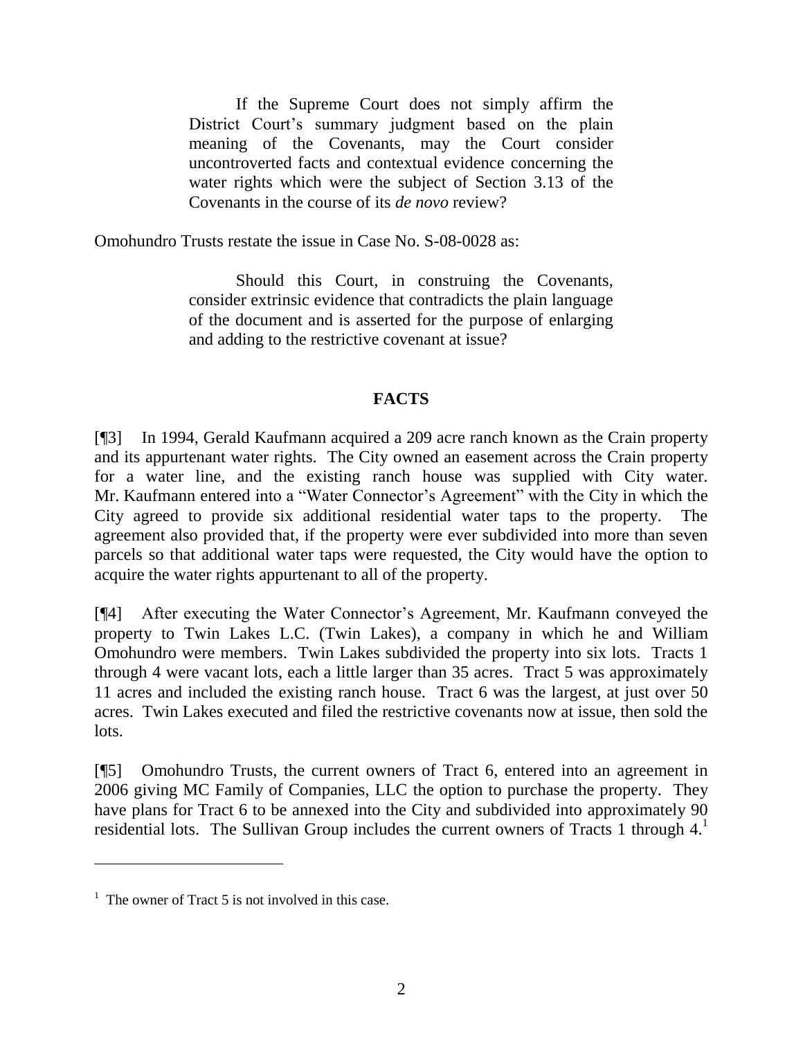> If the Supreme Court does not simply affirm the District Court's summary judgment based on the plain meaning of the Covenants, may the Court consider uncontroverted facts and contextual evidence concerning the water rights which were the subject of Section 3.13 of the Covenants in the course of its *de novo* review?

Omohundro Trusts restate the issue in Case No. S-08-0028 as:

> Should this Court, in construing the Covenants, consider extrinsic evidence that contradicts the plain language of the document and is asserted for the purpose of enlarging and adding to the restrictive covenant at issue?

## FACTS

[¶3] In 1994, Gerald Kaufmann acquired a 209 acre ranch known as the Crain property and its appurtenant water rights. The City owned an easement across the Crain property for a water line, and the existing ranch house was supplied with City water. Mr. Kaufmann entered into a "Water Connector's Agreement" with the City in which the City agreed to provide six additional residential water taps to the property. The agreement also provided that, if the property were ever subdivided into more than seven parcels so that additional water taps were requested, the City would have the option to acquire the water rights appurtenant to all of the property.

[¶4] After executing the Water Connector's Agreement, Mr. Kaufmann conveyed the property to Twin Lakes L.C. (Twin Lakes), a company in which he and William Omohundro were members. Twin Lakes subdivided the property into six lots. Tracts 1 through 4 were vacant lots, each a little larger than 35 acres. Tract 5 was approximately 11 acres and included the existing ranch house. Tract 6 was the largest, at just over 50 acres. Twin Lakes executed and filed the restrictive covenants now at issue, then sold the lots.

[¶5] Omohundro Trusts, the current owners of Tract 6, entered into an agreement in 2006 giving MC Family of Companies, LLC the option to purchase the property. They have plans for Tract 6 to be annexed into the City and subdivided into approximately 90 residential lots. The Sullivan Group includes the current owners of Tracts 1 through 4.[1]

---

[1] The owner of Tract 5 is not involved in this case.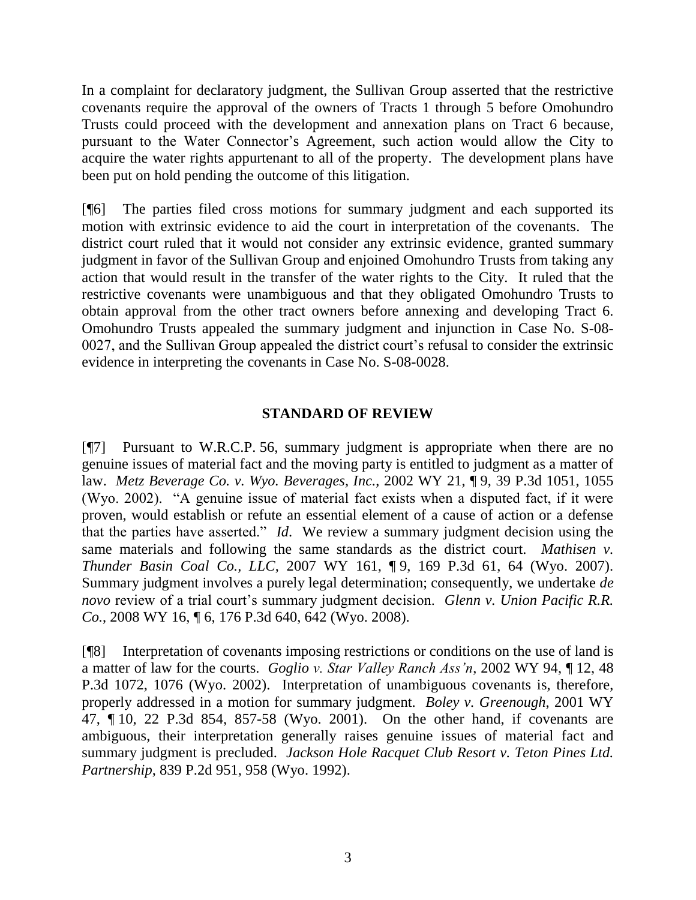In a complaint for declaratory judgment, the Sullivan Group asserted that the restrictive covenants require the approval of the owners of Tracts 1 through 5 before Omohundro Trusts could proceed with the development and annexation plans on Tract 6 because, pursuant to the Water Connector's Agreement, such action would allow the City to acquire the water rights appurtenant to all of the property. The development plans have been put on hold pending the outcome of this litigation.

[¶6] The parties filed cross motions for summary judgment and each supported its motion with extrinsic evidence to aid the court in interpretation of the covenants. The district court ruled that it would not consider any extrinsic evidence, granted summary judgment in favor of the Sullivan Group and enjoined Omohundro Trusts from taking any action that would result in the transfer of the water rights to the City. It ruled that the restrictive covenants were unambiguous and that they obligated Omohundro Trusts to obtain approval from the other tract owners before annexing and developing Tract 6. Omohundro Trusts appealed the summary judgment and injunction in Case No. S-08-0027, and the Sullivan Group appealed the district court's refusal to consider the extrinsic evidence in interpreting the covenants in Case No. S-08-0028.

## STANDARD OF REVIEW

[¶7] Pursuant to W.R.C.P. 56, summary judgment is appropriate when there are no genuine issues of material fact and the moving party is entitled to judgment as a matter of law. *Metz Beverage Co. v. Wyo. Beverages, Inc.*, 2002 WY 21, ¶ 9, 39 P.3d 1051, 1055 (Wyo. 2002). "A genuine issue of material fact exists when a disputed fact, if it were proven, would establish or refute an essential element of a cause of action or a defense that the parties have asserted." *Id*. We review a summary judgment decision using the same materials and following the same standards as the district court. *Mathisen v. Thunder Basin Coal Co., LLC*, 2007 WY 161, ¶ 9, 169 P.3d 61, 64 (Wyo. 2007). Summary judgment involves a purely legal determination; consequently, we undertake *de novo* review of a trial court's summary judgment decision. *Glenn v. Union Pacific R.R. Co.*, 2008 WY 16, ¶ 6, 176 P.3d 640, 642 (Wyo. 2008).

[¶8] Interpretation of covenants imposing restrictions or conditions on the use of land is a matter of law for the courts. *Goglio v. Star Valley Ranch Ass'n*, 2002 WY 94, ¶ 12, 48 P.3d 1072, 1076 (Wyo. 2002). Interpretation of unambiguous covenants is, therefore, properly addressed in a motion for summary judgment. *Boley v. Greenough*, 2001 WY 47, ¶ 10, 22 P.3d 854, 857-58 (Wyo. 2001). On the other hand, if covenants are ambiguous, their interpretation generally raises genuine issues of material fact and summary judgment is precluded. *Jackson Hole Racquet Club Resort v. Teton Pines Ltd. Partnership*, 839 P.2d 951, 958 (Wyo. 1992).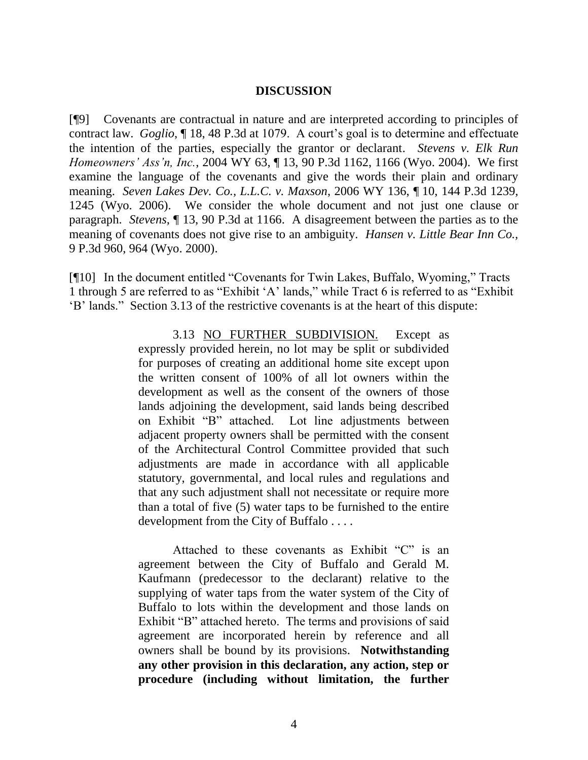## DISCUSSION

[¶9] Covenants are contractual in nature and are interpreted according to principles of contract law. *Goglio*, ¶ 18, 48 P.3d at 1079. A court's goal is to determine and effectuate the intention of the parties, especially the grantor or declarant. *Stevens v. Elk Run Homeowners' Ass'n, Inc.*, 2004 WY 63, ¶ 13, 90 P.3d 1162, 1166 (Wyo. 2004). We first examine the language of the covenants and give the words their plain and ordinary meaning. *Seven Lakes Dev. Co., L.L.C. v. Maxson*, 2006 WY 136, ¶ 10, 144 P.3d 1239, 1245 (Wyo. 2006). We consider the whole document and not just one clause or paragraph. *Stevens*, ¶ 13, 90 P.3d at 1166. A disagreement between the parties as to the meaning of covenants does not give rise to an ambiguity. *Hansen v. Little Bear Inn Co.*, 9 P.3d 960, 964 (Wyo. 2000).

[¶10] In the document entitled "Covenants for Twin Lakes, Buffalo, Wyoming," Tracts 1 through 5 are referred to as "Exhibit 'A' lands," while Tract 6 is referred to as "Exhibit 'B' lands." Section 3.13 of the restrictive covenants is at the heart of this dispute:

> 3.13 NO FURTHER SUBDIVISION. Except as expressly provided herein, no lot may be split or subdivided for purposes of creating an additional home site except upon the written consent of 100% of all lot owners within the development as well as the consent of the owners of those lands adjoining the development, said lands being described on Exhibit "B" attached. Lot line adjustments between adjacent property owners shall be permitted with the consent of the Architectural Control Committee provided that such adjustments are made in accordance with all applicable statutory, governmental, and local rules and regulations and that any such adjustment shall not necessitate or require more than a total of five (5) water taps to be furnished to the entire development from the City of Buffalo . . . .
>
> Attached to these covenants as Exhibit "C" is an agreement between the City of Buffalo and Gerald M. Kaufmann (predecessor to the declarant) relative to the supplying of water taps from the water system of the City of Buffalo to lots within the development and those lands on Exhibit "B" attached hereto. The terms and provisions of said agreement are incorporated herein by reference and all owners shall be bound by its provisions. **Notwithstanding any other provision in this declaration, any action, step or procedure (including without limitation, the further**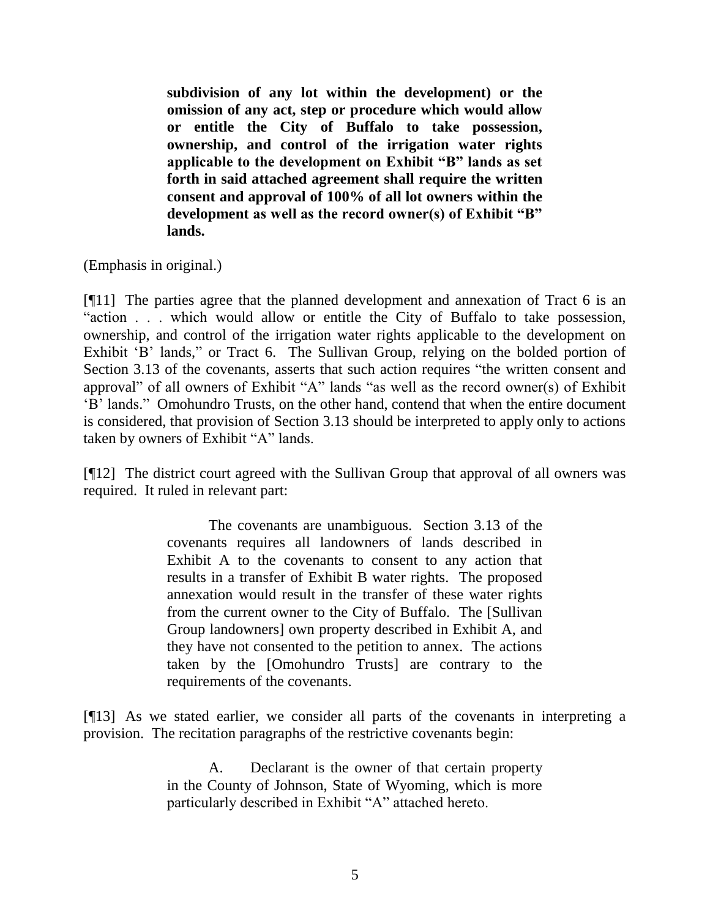> **subdivision of any lot within the development) or the omission of any act, step or procedure which would allow or entitle the City of Buffalo to take possession, ownership, and control of the irrigation water rights applicable to the development on Exhibit "B" lands as set forth in said attached agreement shall require the written consent and approval of 100% of all lot owners within the development as well as the record owner(s) of Exhibit "B" lands.**

(Emphasis in original.)

[¶11] The parties agree that the planned development and annexation of Tract 6 is an "action . . . which would allow or entitle the City of Buffalo to take possession, ownership, and control of the irrigation water rights applicable to the development on Exhibit 'B' lands," or Tract 6. The Sullivan Group, relying on the bolded portion of Section 3.13 of the covenants, asserts that such action requires "the written consent and approval" of all owners of Exhibit "A" lands "as well as the record owner(s) of Exhibit 'B' lands." Omohundro Trusts, on the other hand, contend that when the entire document is considered, that provision of Section 3.13 should be interpreted to apply only to actions taken by owners of Exhibit "A" lands.

[¶12] The district court agreed with the Sullivan Group that approval of all owners was required. It ruled in relevant part:

> The covenants are unambiguous. Section 3.13 of the covenants requires all landowners of lands described in Exhibit A to the covenants to consent to any action that results in a transfer of Exhibit B water rights. The proposed annexation would result in the transfer of these water rights from the current owner to the City of Buffalo. The [Sullivan Group landowners] own property described in Exhibit A, and they have not consented to the petition to annex. The actions taken by the [Omohundro Trusts] are contrary to the requirements of the covenants.

[¶13] As we stated earlier, we consider all parts of the covenants in interpreting a provision. The recitation paragraphs of the restrictive covenants begin:

> A. Declarant is the owner of that certain property in the County of Johnson, State of Wyoming, which is more particularly described in Exhibit "A" attached hereto.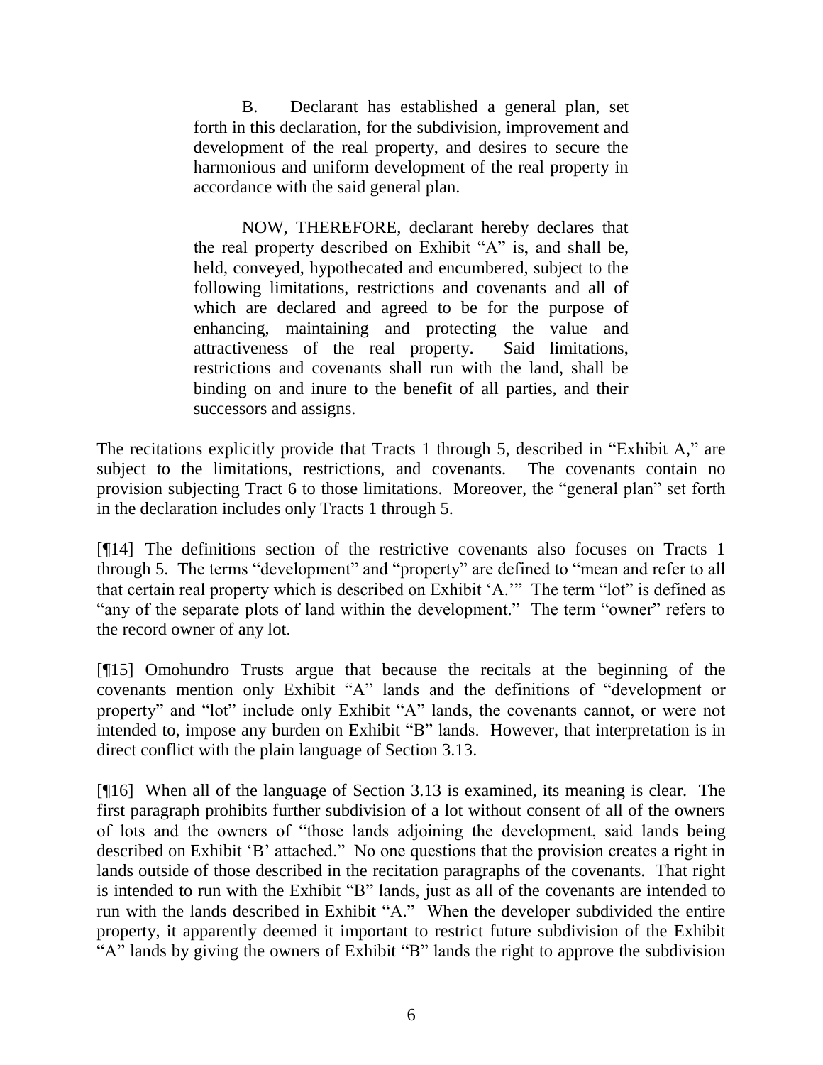> B. Declarant has established a general plan, set forth in this declaration, for the subdivision, improvement and development of the real property, and desires to secure the harmonious and uniform development of the real property in accordance with the said general plan.
>
> NOW, THEREFORE, declarant hereby declares that the real property described on Exhibit "A" is, and shall be, held, conveyed, hypothecated and encumbered, subject to the following limitations, restrictions and covenants and all of which are declared and agreed to be for the purpose of enhancing, maintaining and protecting the value and attractiveness of the real property. Said limitations, restrictions and covenants shall run with the land, shall be binding on and inure to the benefit of all parties, and their successors and assigns.

The recitations explicitly provide that Tracts 1 through 5, described in "Exhibit A," are subject to the limitations, restrictions, and covenants. The covenants contain no provision subjecting Tract 6 to those limitations. Moreover, the "general plan" set forth in the declaration includes only Tracts 1 through 5.

[¶14] The definitions section of the restrictive covenants also focuses on Tracts 1 through 5. The terms "development" and "property" are defined to "mean and refer to all that certain real property which is described on Exhibit 'A.'" The term "lot" is defined as "any of the separate plots of land within the development." The term "owner" refers to the record owner of any lot.

[¶15] Omohundro Trusts argue that because the recitals at the beginning of the covenants mention only Exhibit "A" lands and the definitions of "development or property" and "lot" include only Exhibit "A" lands, the covenants cannot, or were not intended to, impose any burden on Exhibit "B" lands. However, that interpretation is in direct conflict with the plain language of Section 3.13.

[¶16] When all of the language of Section 3.13 is examined, its meaning is clear. The first paragraph prohibits further subdivision of a lot without consent of all of the owners of lots and the owners of "those lands adjoining the development, said lands being described on Exhibit 'B' attached." No one questions that the provision creates a right in lands outside of those described in the recitation paragraphs of the covenants. That right is intended to run with the Exhibit "B" lands, just as all of the covenants are intended to run with the lands described in Exhibit "A." When the developer subdivided the entire property, it apparently deemed it important to restrict future subdivision of the Exhibit "A" lands by giving the owners of Exhibit "B" lands the right to approve the subdivision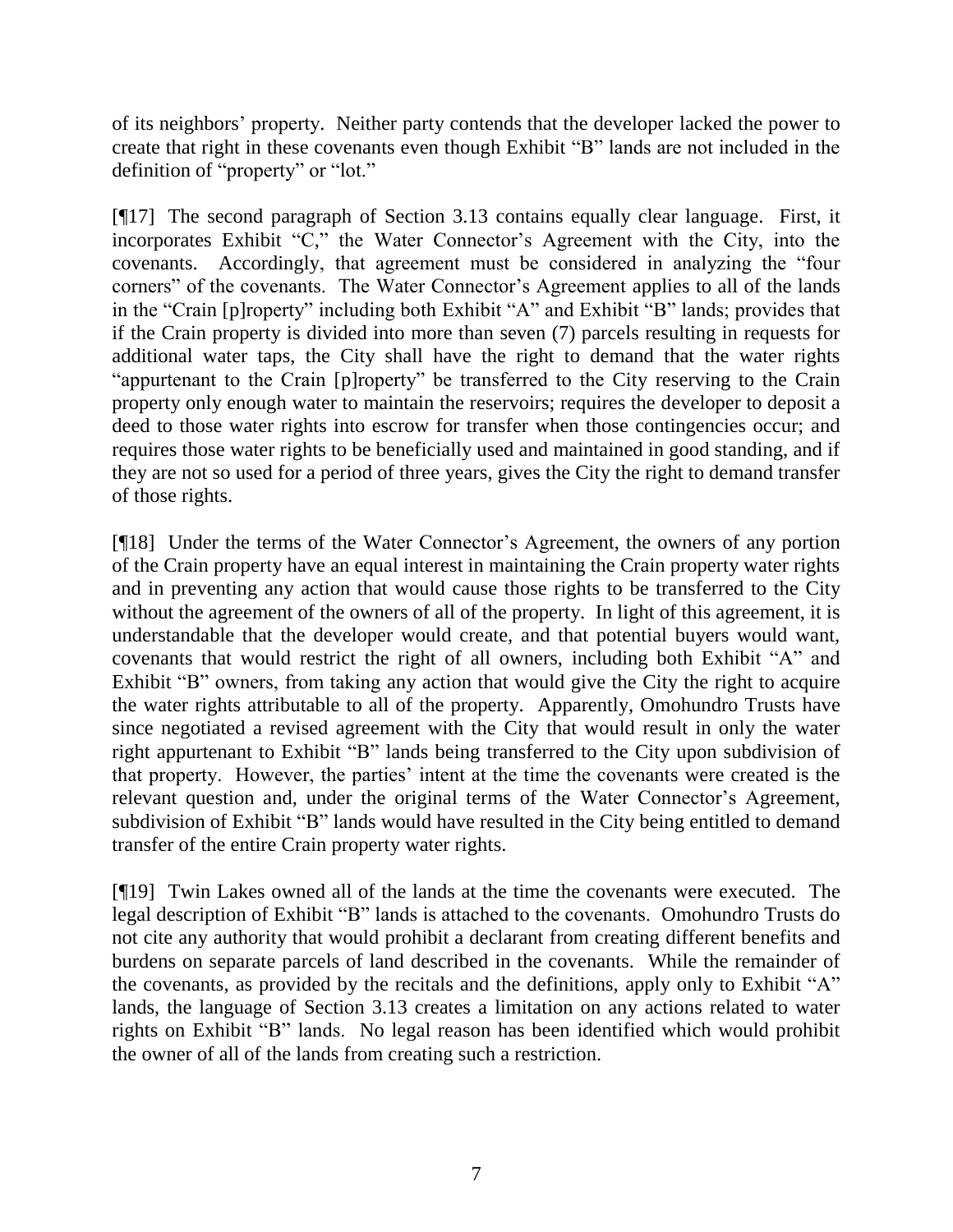of its neighbors' property. Neither party contends that the developer lacked the power to create that right in these covenants even though Exhibit "B" lands are not included in the definition of "property" or "lot."

[¶17] The second paragraph of Section 3.13 contains equally clear language. First, it incorporates Exhibit "C," the Water Connector's Agreement with the City, into the covenants. Accordingly, that agreement must be considered in analyzing the "four corners" of the covenants. The Water Connector's Agreement applies to all of the lands in the "Crain [p]roperty" including both Exhibit "A" and Exhibit "B" lands; provides that if the Crain property is divided into more than seven (7) parcels resulting in requests for additional water taps, the City shall have the right to demand that the water rights "appurtenant to the Crain [p]roperty" be transferred to the City reserving to the Crain property only enough water to maintain the reservoirs; requires the developer to deposit a deed to those water rights into escrow for transfer when those contingencies occur; and requires those water rights to be beneficially used and maintained in good standing, and if they are not so used for a period of three years, gives the City the right to demand transfer of those rights.

[¶18] Under the terms of the Water Connector's Agreement, the owners of any portion of the Crain property have an equal interest in maintaining the Crain property water rights and in preventing any action that would cause those rights to be transferred to the City without the agreement of the owners of all of the property. In light of this agreement, it is understandable that the developer would create, and that potential buyers would want, covenants that would restrict the right of all owners, including both Exhibit "A" and Exhibit "B" owners, from taking any action that would give the City the right to acquire the water rights attributable to all of the property. Apparently, Omohundro Trusts have since negotiated a revised agreement with the City that would result in only the water right appurtenant to Exhibit "B" lands being transferred to the City upon subdivision of that property. However, the parties' intent at the time the covenants were created is the relevant question and, under the original terms of the Water Connector's Agreement, subdivision of Exhibit "B" lands would have resulted in the City being entitled to demand transfer of the entire Crain property water rights.

[¶19] Twin Lakes owned all of the lands at the time the covenants were executed. The legal description of Exhibit "B" lands is attached to the covenants. Omohundro Trusts do not cite any authority that would prohibit a declarant from creating different benefits and burdens on separate parcels of land described in the covenants. While the remainder of the covenants, as provided by the recitals and the definitions, apply only to Exhibit "A" lands, the language of Section 3.13 creates a limitation on any actions related to water rights on Exhibit "B" lands. No legal reason has been identified which would prohibit the owner of all of the lands from creating such a restriction.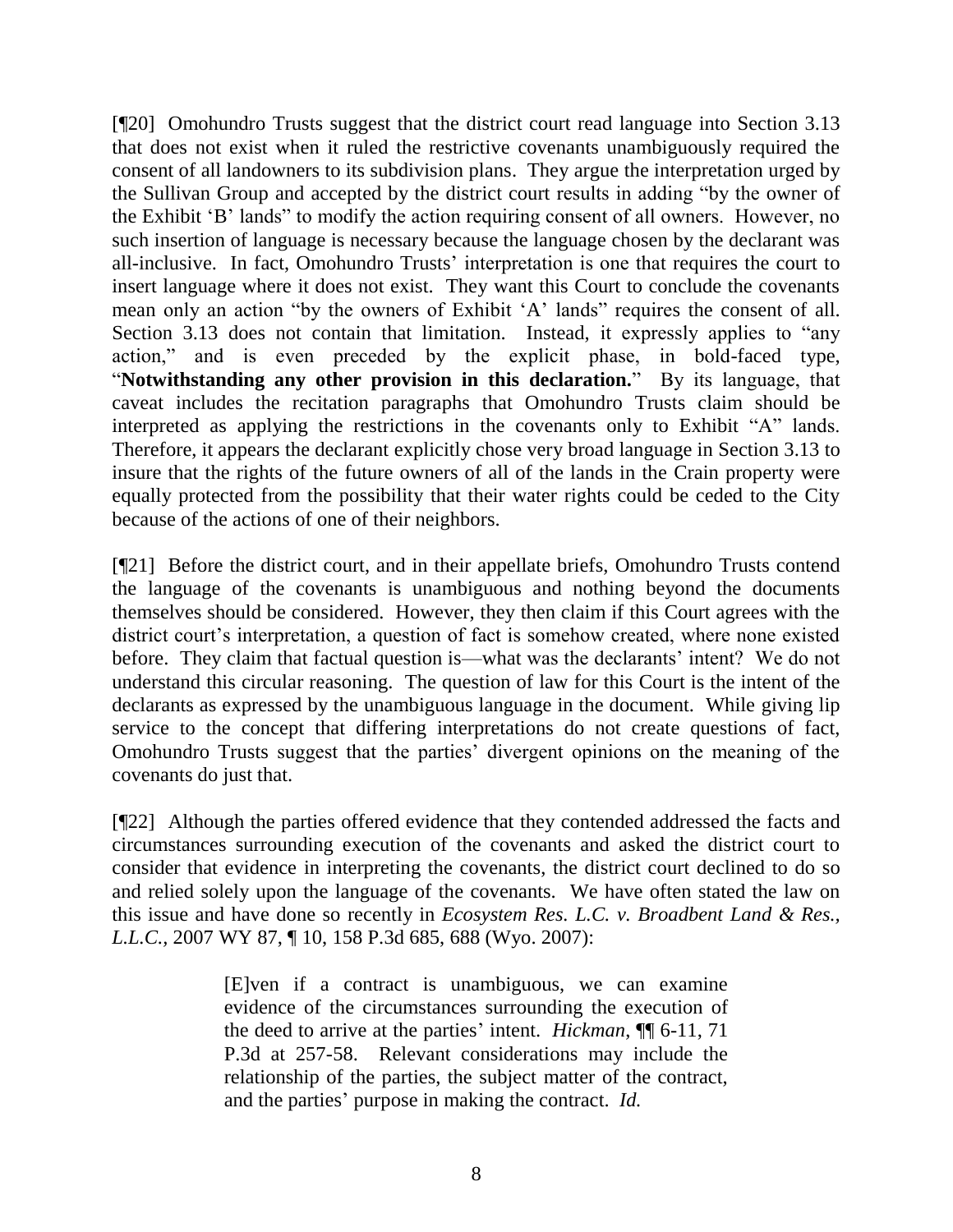[¶20] Omohundro Trusts suggest that the district court read language into Section 3.13 that does not exist when it ruled the restrictive covenants unambiguously required the consent of all landowners to its subdivision plans. They argue the interpretation urged by the Sullivan Group and accepted by the district court results in adding "by the owner of the Exhibit 'B' lands" to modify the action requiring consent of all owners. However, no such insertion of language is necessary because the language chosen by the declarant was all-inclusive. In fact, Omohundro Trusts' interpretation is one that requires the court to insert language where it does not exist. They want this Court to conclude the covenants mean only an action "by the owners of Exhibit 'A' lands" requires the consent of all. Section 3.13 does not contain that limitation. Instead, it expressly applies to "any action," and is even preceded by the explicit phase, in bold-faced type, "**Notwithstanding any other provision in this declaration.**" By its language, that caveat includes the recitation paragraphs that Omohundro Trusts claim should be interpreted as applying the restrictions in the covenants only to Exhibit "A" lands. Therefore, it appears the declarant explicitly chose very broad language in Section 3.13 to insure that the rights of the future owners of all of the lands in the Crain property were equally protected from the possibility that their water rights could be ceded to the City because of the actions of one of their neighbors.

[¶21] Before the district court, and in their appellate briefs, Omohundro Trusts contend the language of the covenants is unambiguous and nothing beyond the documents themselves should be considered. However, they then claim if this Court agrees with the district court's interpretation, a question of fact is somehow created, where none existed before. They claim that factual question is—what was the declarants' intent? We do not understand this circular reasoning. The question of law for this Court is the intent of the declarants as expressed by the unambiguous language in the document. While giving lip service to the concept that differing interpretations do not create questions of fact, Omohundro Trusts suggest that the parties' divergent opinions on the meaning of the covenants do just that.

[¶22] Although the parties offered evidence that they contended addressed the facts and circumstances surrounding execution of the covenants and asked the district court to consider that evidence in interpreting the covenants, the district court declined to do so and relied solely upon the language of the covenants. We have often stated the law on this issue and have done so recently in *Ecosystem Res. L.C. v. Broadbent Land & Res., L.L.C.*, 2007 WY 87, ¶ 10, 158 P.3d 685, 688 (Wyo. 2007):

> [E]ven if a contract is unambiguous, we can examine evidence of the circumstances surrounding the execution of the deed to arrive at the parties' intent. *Hickman*, ¶¶ 6-11, 71 P.3d at 257-58. Relevant considerations may include the relationship of the parties, the subject matter of the contract, and the parties' purpose in making the contract. *Id.*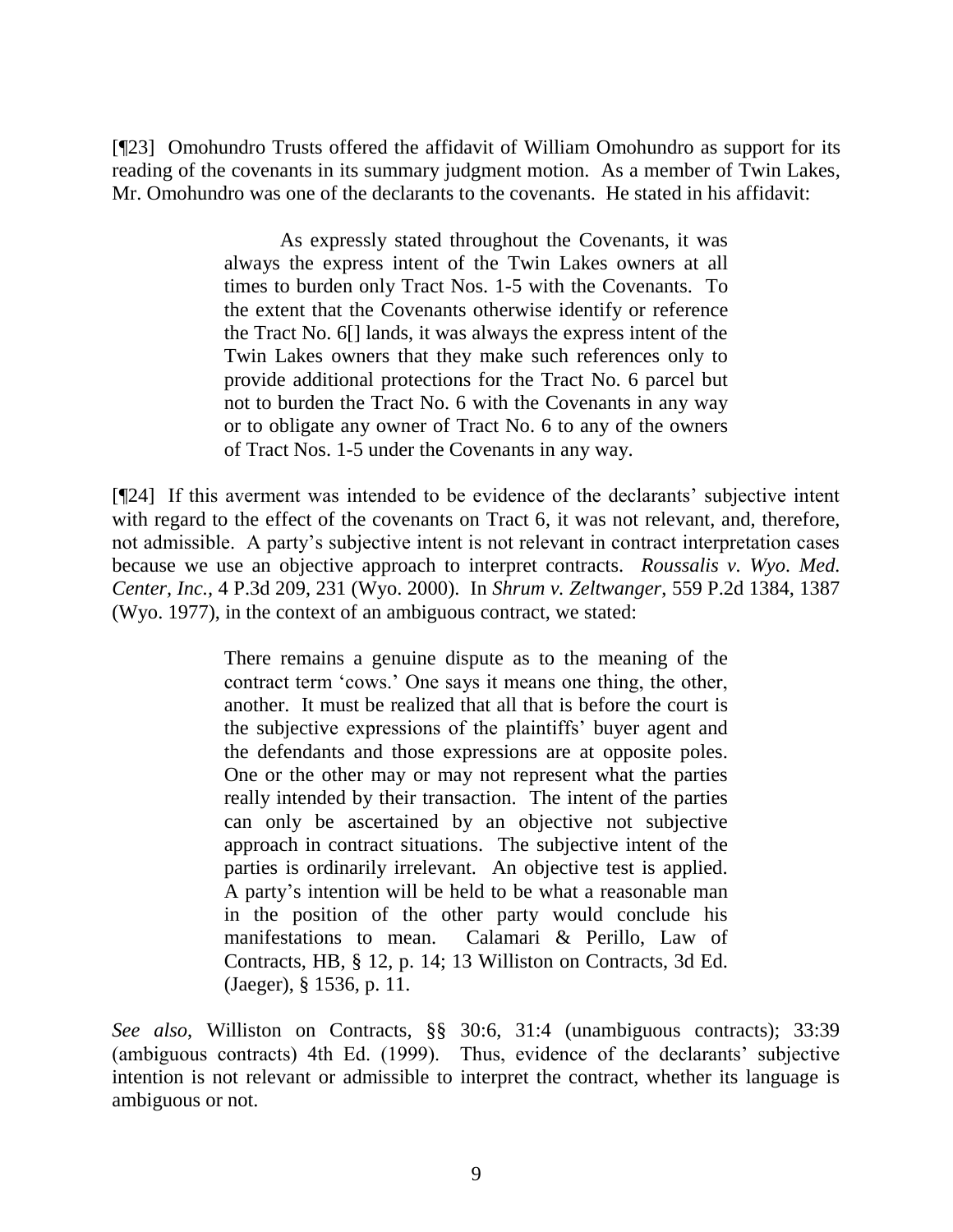[¶23] Omohundro Trusts offered the affidavit of William Omohundro as support for its reading of the covenants in its summary judgment motion. As a member of Twin Lakes, Mr. Omohundro was one of the declarants to the covenants. He stated in his affidavit:

> As expressly stated throughout the Covenants, it was always the express intent of the Twin Lakes owners at all times to burden only Tract Nos. 1-5 with the Covenants. To the extent that the Covenants otherwise identify or reference the Tract No. 6[] lands, it was always the express intent of the Twin Lakes owners that they make such references only to provide additional protections for the Tract No. 6 parcel but not to burden the Tract No. 6 with the Covenants in any way or to obligate any owner of Tract No. 6 to any of the owners of Tract Nos. 1-5 under the Covenants in any way.

[¶24] If this averment was intended to be evidence of the declarants' subjective intent with regard to the effect of the covenants on Tract 6, it was not relevant, and, therefore, not admissible. A party's subjective intent is not relevant in contract interpretation cases because we use an objective approach to interpret contracts. *Roussalis v. Wyo. Med. Center, Inc.*, 4 P.3d 209, 231 (Wyo. 2000). In *Shrum v. Zeltwanger*, 559 P.2d 1384, 1387 (Wyo. 1977), in the context of an ambiguous contract, we stated:

> There remains a genuine dispute as to the meaning of the contract term 'cows.' One says it means one thing, the other, another. It must be realized that all that is before the court is the subjective expressions of the plaintiffs' buyer agent and the defendants and those expressions are at opposite poles. One or the other may or may not represent what the parties really intended by their transaction. The intent of the parties can only be ascertained by an objective not subjective approach in contract situations. The subjective intent of the parties is ordinarily irrelevant. An objective test is applied. A party's intention will be held to be what a reasonable man in the position of the other party would conclude his manifestations to mean. Calamari & Perillo, Law of Contracts, HB, § 12, p. 14; 13 Williston on Contracts, 3d Ed. (Jaeger), § 1536, p. 11.

*See also*, Williston on Contracts, §§ 30:6, 31:4 (unambiguous contracts); 33:39 (ambiguous contracts) 4th Ed. (1999). Thus, evidence of the declarants' subjective intention is not relevant or admissible to interpret the contract, whether its language is ambiguous or not.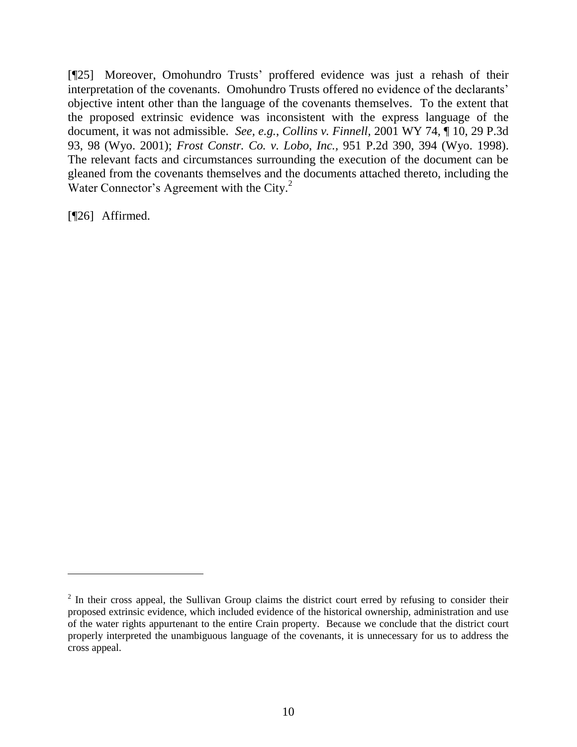[¶25] Moreover, Omohundro Trusts' proffered evidence was just a rehash of their interpretation of the covenants. Omohundro Trusts offered no evidence of the declarants' objective intent other than the language of the covenants themselves. To the extent that the proposed extrinsic evidence was inconsistent with the express language of the document, it was not admissible. *See, e.g.*, *Collins v. Finnell*, 2001 WY 74, ¶ 10, 29 P.3d 93, 98 (Wyo. 2001); *Frost Constr. Co. v. Lobo, Inc.*, 951 P.2d 390, 394 (Wyo. 1998). The relevant facts and circumstances surrounding the execution of the document can be gleaned from the covenants themselves and the documents attached thereto, including the Water Connector's Agreement with the City.[2]

[¶26] Affirmed.

---

[2] In their cross appeal, the Sullivan Group claims the district court erred by refusing to consider their proposed extrinsic evidence, which included evidence of the historical ownership, administration and use of the water rights appurtenant to the entire Crain property. Because we conclude that the district court properly interpreted the unambiguous language of the covenants, it is unnecessary for us to address the cross appeal.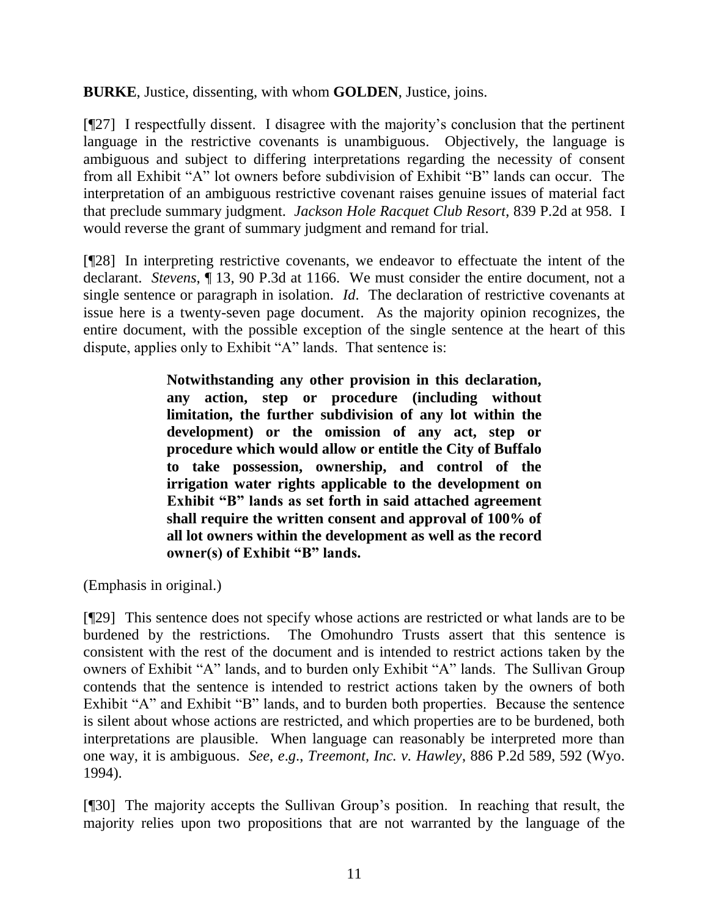**BURKE**, Justice, dissenting, with whom **GOLDEN**, Justice, joins.

[¶27] I respectfully dissent. I disagree with the majority's conclusion that the pertinent language in the restrictive covenants is unambiguous. Objectively, the language is ambiguous and subject to differing interpretations regarding the necessity of consent from all Exhibit "A" lot owners before subdivision of Exhibit "B" lands can occur. The interpretation of an ambiguous restrictive covenant raises genuine issues of material fact that preclude summary judgment. *Jackson Hole Racquet Club Resort*, 839 P.2d at 958. I would reverse the grant of summary judgment and remand for trial.

[¶28] In interpreting restrictive covenants, we endeavor to effectuate the intent of the declarant. *Stevens*, ¶ 13, 90 P.3d at 1166. We must consider the entire document, not a single sentence or paragraph in isolation. *Id*. The declaration of restrictive covenants at issue here is a twenty-seven page document. As the majority opinion recognizes, the entire document, with the possible exception of the single sentence at the heart of this dispute, applies only to Exhibit "A" lands. That sentence is:

> **Notwithstanding any other provision in this declaration, any action, step or procedure (including without limitation, the further subdivision of any lot within the development) or the omission of any act, step or procedure which would allow or entitle the City of Buffalo to take possession, ownership, and control of the irrigation water rights applicable to the development on Exhibit "B" lands as set forth in said attached agreement shall require the written consent and approval of 100% of all lot owners within the development as well as the record owner(s) of Exhibit "B" lands.**

(Emphasis in original.)

[¶29] This sentence does not specify whose actions are restricted or what lands are to be burdened by the restrictions. The Omohundro Trusts assert that this sentence is consistent with the rest of the document and is intended to restrict actions taken by the owners of Exhibit "A" lands, and to burden only Exhibit "A" lands. The Sullivan Group contends that the sentence is intended to restrict actions taken by the owners of both Exhibit "A" and Exhibit "B" lands, and to burden both properties. Because the sentence is silent about whose actions are restricted, and which properties are to be burdened, both interpretations are plausible. When language can reasonably be interpreted more than one way, it is ambiguous. *See*, *e.g*., *Treemont, Inc. v. Hawley*, 886 P.2d 589, 592 (Wyo. 1994).

[¶30] The majority accepts the Sullivan Group's position. In reaching that result, the majority relies upon two propositions that are not warranted by the language of the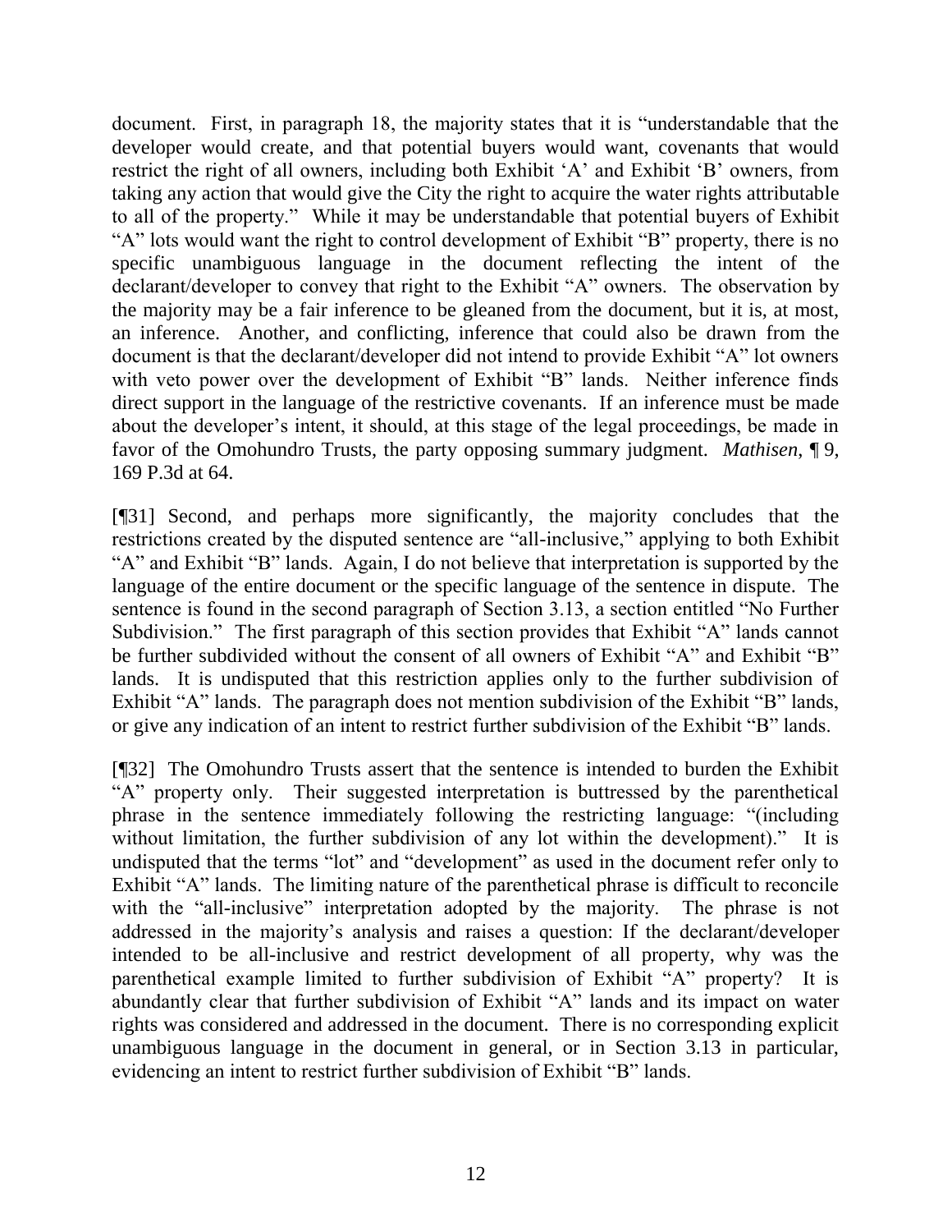document. First, in paragraph 18, the majority states that it is "understandable that the developer would create, and that potential buyers would want, covenants that would restrict the right of all owners, including both Exhibit 'A' and Exhibit 'B' owners, from taking any action that would give the City the right to acquire the water rights attributable to all of the property." While it may be understandable that potential buyers of Exhibit "A" lots would want the right to control development of Exhibit "B" property, there is no specific unambiguous language in the document reflecting the intent of the declarant/developer to convey that right to the Exhibit "A" owners. The observation by the majority may be a fair inference to be gleaned from the document, but it is, at most, an inference. Another, and conflicting, inference that could also be drawn from the document is that the declarant/developer did not intend to provide Exhibit "A" lot owners with veto power over the development of Exhibit "B" lands. Neither inference finds direct support in the language of the restrictive covenants. If an inference must be made about the developer's intent, it should, at this stage of the legal proceedings, be made in favor of the Omohundro Trusts, the party opposing summary judgment. *Mathisen*, ¶ 9, 169 P.3d at 64.

[¶31] Second, and perhaps more significantly, the majority concludes that the restrictions created by the disputed sentence are "all-inclusive," applying to both Exhibit "A" and Exhibit "B" lands. Again, I do not believe that interpretation is supported by the language of the entire document or the specific language of the sentence in dispute. The sentence is found in the second paragraph of Section 3.13, a section entitled "No Further Subdivision." The first paragraph of this section provides that Exhibit "A" lands cannot be further subdivided without the consent of all owners of Exhibit "A" and Exhibit "B" lands. It is undisputed that this restriction applies only to the further subdivision of Exhibit "A" lands. The paragraph does not mention subdivision of the Exhibit "B" lands, or give any indication of an intent to restrict further subdivision of the Exhibit "B" lands.

[¶32] The Omohundro Trusts assert that the sentence is intended to burden the Exhibit "A" property only. Their suggested interpretation is buttressed by the parenthetical phrase in the sentence immediately following the restricting language: "(including without limitation, the further subdivision of any lot within the development)." It is undisputed that the terms "lot" and "development" as used in the document refer only to Exhibit "A" lands. The limiting nature of the parenthetical phrase is difficult to reconcile with the "all-inclusive" interpretation adopted by the majority. The phrase is not addressed in the majority's analysis and raises a question: If the declarant/developer intended to be all-inclusive and restrict development of all property, why was the parenthetical example limited to further subdivision of Exhibit "A" property? It is abundantly clear that further subdivision of Exhibit "A" lands and its impact on water rights was considered and addressed in the document. There is no corresponding explicit unambiguous language in the document in general, or in Section 3.13 in particular, evidencing an intent to restrict further subdivision of Exhibit "B" lands.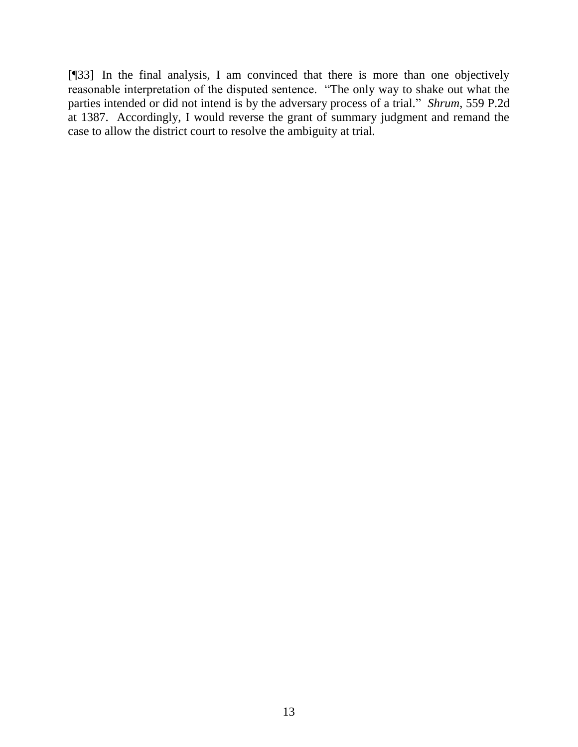[¶33] In the final analysis, I am convinced that there is more than one objectively reasonable interpretation of the disputed sentence. "The only way to shake out what the parties intended or did not intend is by the adversary process of a trial." *Shrum*, 559 P.2d at 1387. Accordingly, I would reverse the grant of summary judgment and remand the case to allow the district court to resolve the ambiguity at trial.